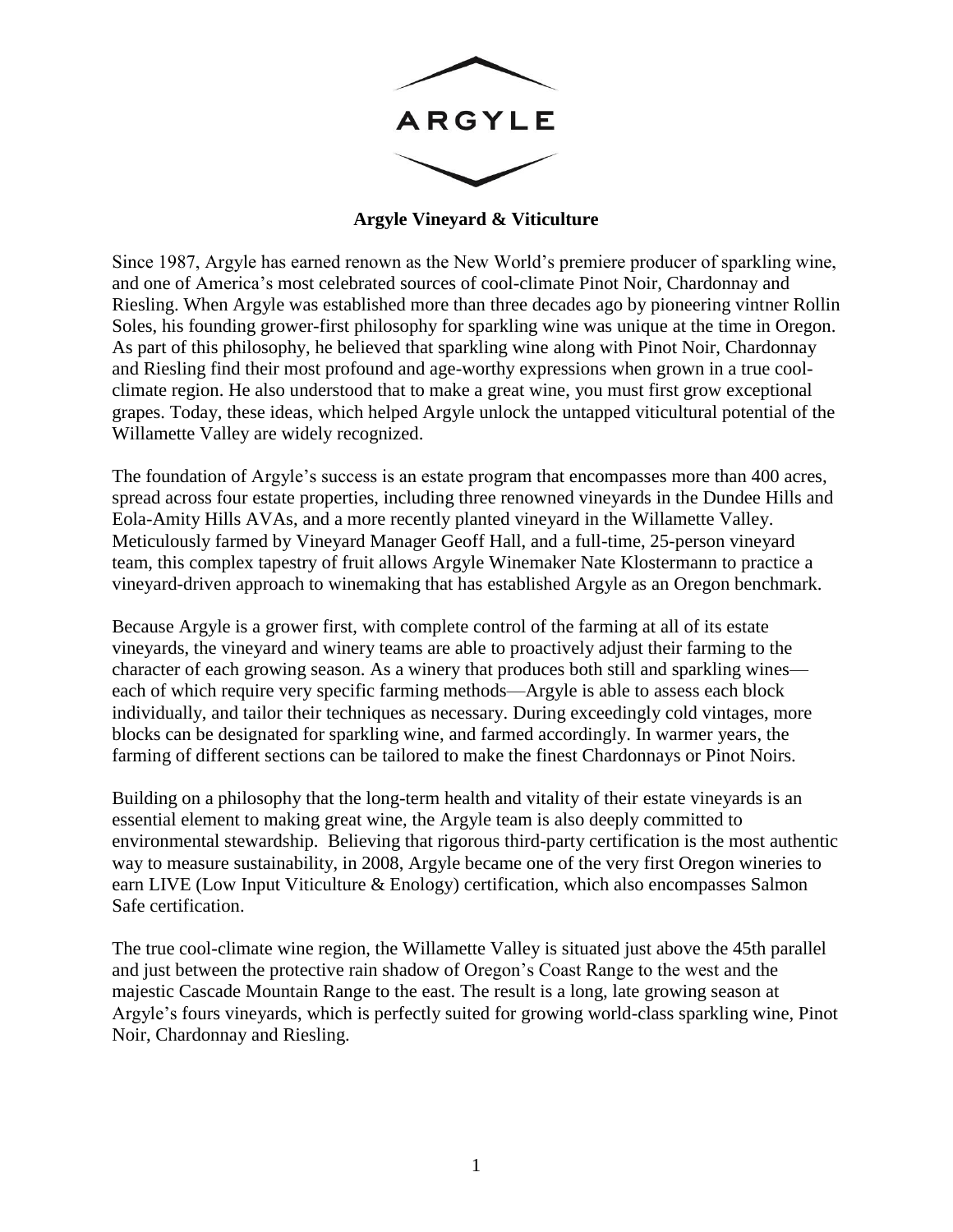# ARGYLE

## Argyle Vineyard & Viticulture

Since 1987, Argyle has earned renown as the New World's premiere producer of sparkling wine, and one of America's most celebrated sources of cool-climate Pinot Noir, Chardonnay and Riesling. When Argyle was established more than three decades ago by pioneering vintner Rollin Soles, his founding grower-first philosophy for sparkling wine was unique at the time in Oregon. As part of this philosophy, he believed that sparkling wine along with Pinot Noir, Chardonnay and Riesling find their most profound and age-worthy expressions when grown in a true cool-climate region. He also understood that to make a great wine, you must first grow exceptional grapes. Today, these ideas, which helped Argyle unlock the untapped viticultural potential of the Willamette Valley are widely recognized.

The foundation of Argyle's success is an estate program that encompasses more than 400 acres, spread across four estate properties, including three renowned vineyards in the Dundee Hills and Eola-Amity Hills AVAs, and a more recently planted vineyard in the Willamette Valley. Meticulously farmed by Vineyard Manager Geoff Hall, and a full-time, 25-person vineyard team, this complex tapestry of fruit allows Argyle Winemaker Nate Klostermann to practice a vineyard-driven approach to winemaking that has established Argyle as an Oregon benchmark.

Because Argyle is a grower first, with complete control of the farming at all of its estate vineyards, the vineyard and winery teams are able to proactively adjust their farming to the character of each growing season. As a winery that produces both still and sparkling wines—each of which require very specific farming methods—Argyle is able to assess each block individually, and tailor their techniques as necessary. During exceedingly cold vintages, more blocks can be designated for sparkling wine, and farmed accordingly. In warmer years, the farming of different sections can be tailored to make the finest Chardonnays or Pinot Noirs.

Building on a philosophy that the long-term health and vitality of their estate vineyards is an essential element to making great wine, the Argyle team is also deeply committed to environmental stewardship. Believing that rigorous third-party certification is the most authentic way to measure sustainability, in 2008, Argyle became one of the very first Oregon wineries to earn LIVE (Low Input Viticulture & Enology) certification, which also encompasses Salmon Safe certification.

The true cool-climate wine region, the Willamette Valley is situated just above the 45th parallel and just between the protective rain shadow of Oregon's Coast Range to the west and the majestic Cascade Mountain Range to the east. The result is a long, late growing season at Argyle's fours vineyards, which is perfectly suited for growing world-class sparkling wine, Pinot Noir, Chardonnay and Riesling.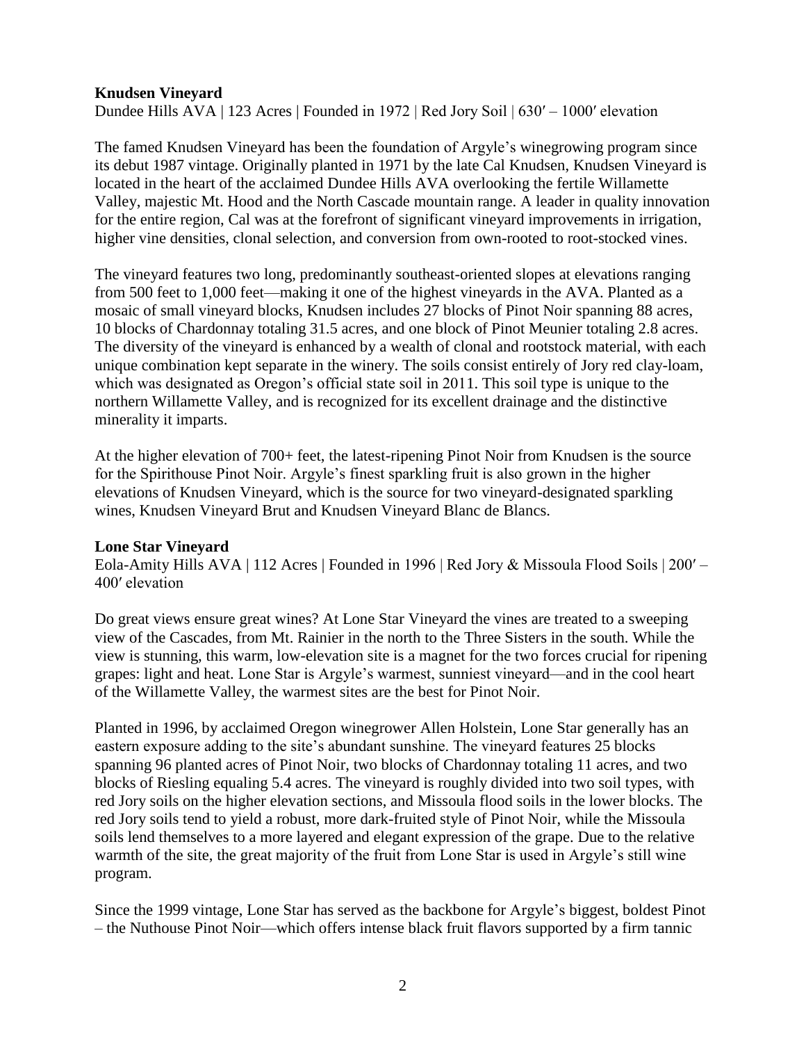**Knudsen Vineyard**

Dundee Hills AVA | 123 Acres | Founded in 1972 | Red Jory Soil | 630′ – 1000′ elevation

The famed Knudsen Vineyard has been the foundation of Argyle's winegrowing program since its debut 1987 vintage. Originally planted in 1971 by the late Cal Knudsen, Knudsen Vineyard is located in the heart of the acclaimed Dundee Hills AVA overlooking the fertile Willamette Valley, majestic Mt. Hood and the North Cascade mountain range. A leader in quality innovation for the entire region, Cal was at the forefront of significant vineyard improvements in irrigation, higher vine densities, clonal selection, and conversion from own-rooted to root-stocked vines.

The vineyard features two long, predominantly southeast-oriented slopes at elevations ranging from 500 feet to 1,000 feet—making it one of the highest vineyards in the AVA. Planted as a mosaic of small vineyard blocks, Knudsen includes 27 blocks of Pinot Noir spanning 88 acres, 10 blocks of Chardonnay totaling 31.5 acres, and one block of Pinot Meunier totaling 2.8 acres. The diversity of the vineyard is enhanced by a wealth of clonal and rootstock material, with each unique combination kept separate in the winery. The soils consist entirely of Jory red clay-loam, which was designated as Oregon's official state soil in 2011. This soil type is unique to the northern Willamette Valley, and is recognized for its excellent drainage and the distinctive minerality it imparts.

At the higher elevation of 700+ feet, the latest-ripening Pinot Noir from Knudsen is the source for the Spirithouse Pinot Noir. Argyle's finest sparkling fruit is also grown in the higher elevations of Knudsen Vineyard, which is the source for two vineyard-designated sparkling wines, Knudsen Vineyard Brut and Knudsen Vineyard Blanc de Blancs.

**Lone Star Vineyard**

Eola-Amity Hills AVA | 112 Acres | Founded in 1996 | Red Jory & Missoula Flood Soils | 200′ – 400′ elevation

Do great views ensure great wines? At Lone Star Vineyard the vines are treated to a sweeping view of the Cascades, from Mt. Rainier in the north to the Three Sisters in the south. While the view is stunning, this warm, low-elevation site is a magnet for the two forces crucial for ripening grapes: light and heat. Lone Star is Argyle's warmest, sunniest vineyard—and in the cool heart of the Willamette Valley, the warmest sites are the best for Pinot Noir.

Planted in 1996, by acclaimed Oregon winegrower Allen Holstein, Lone Star generally has an eastern exposure adding to the site's abundant sunshine. The vineyard features 25 blocks spanning 96 planted acres of Pinot Noir, two blocks of Chardonnay totaling 11 acres, and two blocks of Riesling equaling 5.4 acres. The vineyard is roughly divided into two soil types, with red Jory soils on the higher elevation sections, and Missoula flood soils in the lower blocks. The red Jory soils tend to yield a robust, more dark-fruited style of Pinot Noir, while the Missoula soils lend themselves to a more layered and elegant expression of the grape. Due to the relative warmth of the site, the great majority of the fruit from Lone Star is used in Argyle's still wine program.

Since the 1999 vintage, Lone Star has served as the backbone for Argyle's biggest, boldest Pinot – the Nuthouse Pinot Noir—which offers intense black fruit flavors supported by a firm tannic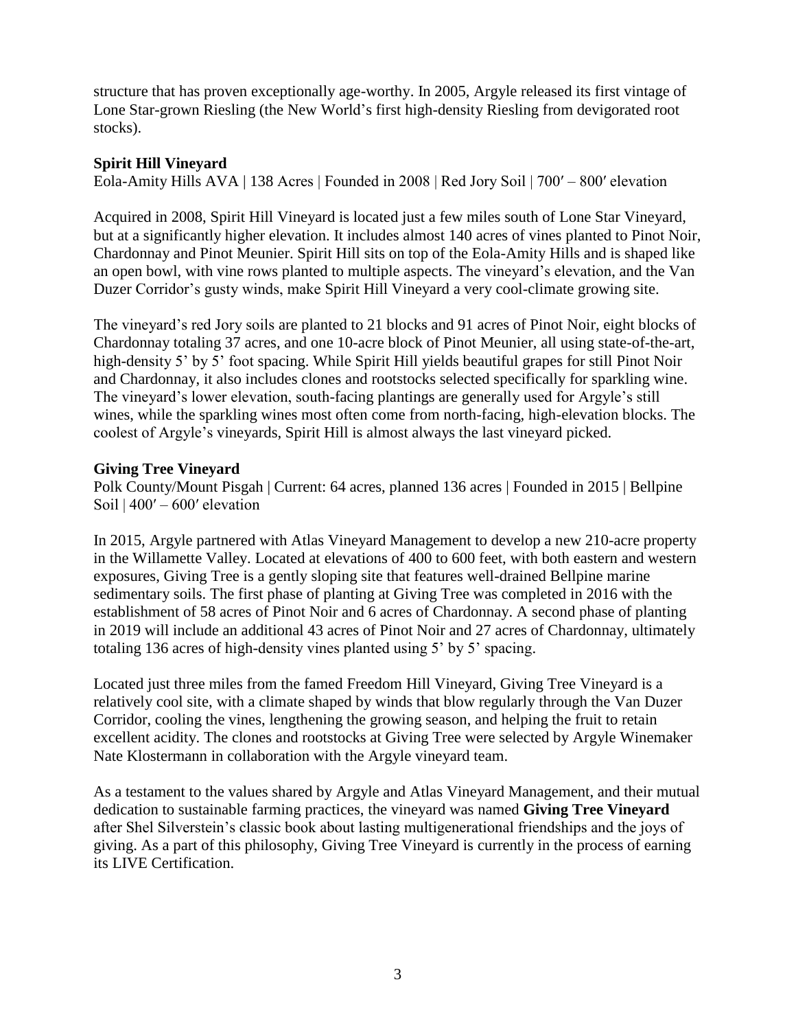structure that has proven exceptionally age-worthy. In 2005, Argyle released its first vintage of Lone Star-grown Riesling (the New World's first high-density Riesling from devigorated root stocks).

**Spirit Hill Vineyard**

Eola-Amity Hills AVA | 138 Acres | Founded in 2008 | Red Jory Soil | 700′ – 800′ elevation

Acquired in 2008, Spirit Hill Vineyard is located just a few miles south of Lone Star Vineyard, but at a significantly higher elevation. It includes almost 140 acres of vines planted to Pinot Noir, Chardonnay and Pinot Meunier. Spirit Hill sits on top of the Eola-Amity Hills and is shaped like an open bowl, with vine rows planted to multiple aspects. The vineyard's elevation, and the Van Duzer Corridor's gusty winds, make Spirit Hill Vineyard a very cool-climate growing site.

The vineyard's red Jory soils are planted to 21 blocks and 91 acres of Pinot Noir, eight blocks of Chardonnay totaling 37 acres, and one 10-acre block of Pinot Meunier, all using state-of-the-art, high-density 5' by 5' foot spacing. While Spirit Hill yields beautiful grapes for still Pinot Noir and Chardonnay, it also includes clones and rootstocks selected specifically for sparkling wine. The vineyard's lower elevation, south-facing plantings are generally used for Argyle's still wines, while the sparkling wines most often come from north-facing, high-elevation blocks. The coolest of Argyle's vineyards, Spirit Hill is almost always the last vineyard picked.

**Giving Tree Vineyard**

Polk County/Mount Pisgah | Current: 64 acres, planned 136 acres | Founded in 2015 | Bellpine Soil | 400′ – 600′ elevation

In 2015, Argyle partnered with Atlas Vineyard Management to develop a new 210-acre property in the Willamette Valley. Located at elevations of 400 to 600 feet, with both eastern and western exposures, Giving Tree is a gently sloping site that features well-drained Bellpine marine sedimentary soils. The first phase of planting at Giving Tree was completed in 2016 with the establishment of 58 acres of Pinot Noir and 6 acres of Chardonnay. A second phase of planting in 2019 will include an additional 43 acres of Pinot Noir and 27 acres of Chardonnay, ultimately totaling 136 acres of high-density vines planted using 5' by 5' spacing.

Located just three miles from the famed Freedom Hill Vineyard, Giving Tree Vineyard is a relatively cool site, with a climate shaped by winds that blow regularly through the Van Duzer Corridor, cooling the vines, lengthening the growing season, and helping the fruit to retain excellent acidity. The clones and rootstocks at Giving Tree were selected by Argyle Winemaker Nate Klostermann in collaboration with the Argyle vineyard team.

As a testament to the values shared by Argyle and Atlas Vineyard Management, and their mutual dedication to sustainable farming practices, the vineyard was named **Giving Tree Vineyard** after Shel Silverstein's classic book about lasting multigenerational friendships and the joys of giving. As a part of this philosophy, Giving Tree Vineyard is currently in the process of earning its LIVE Certification.